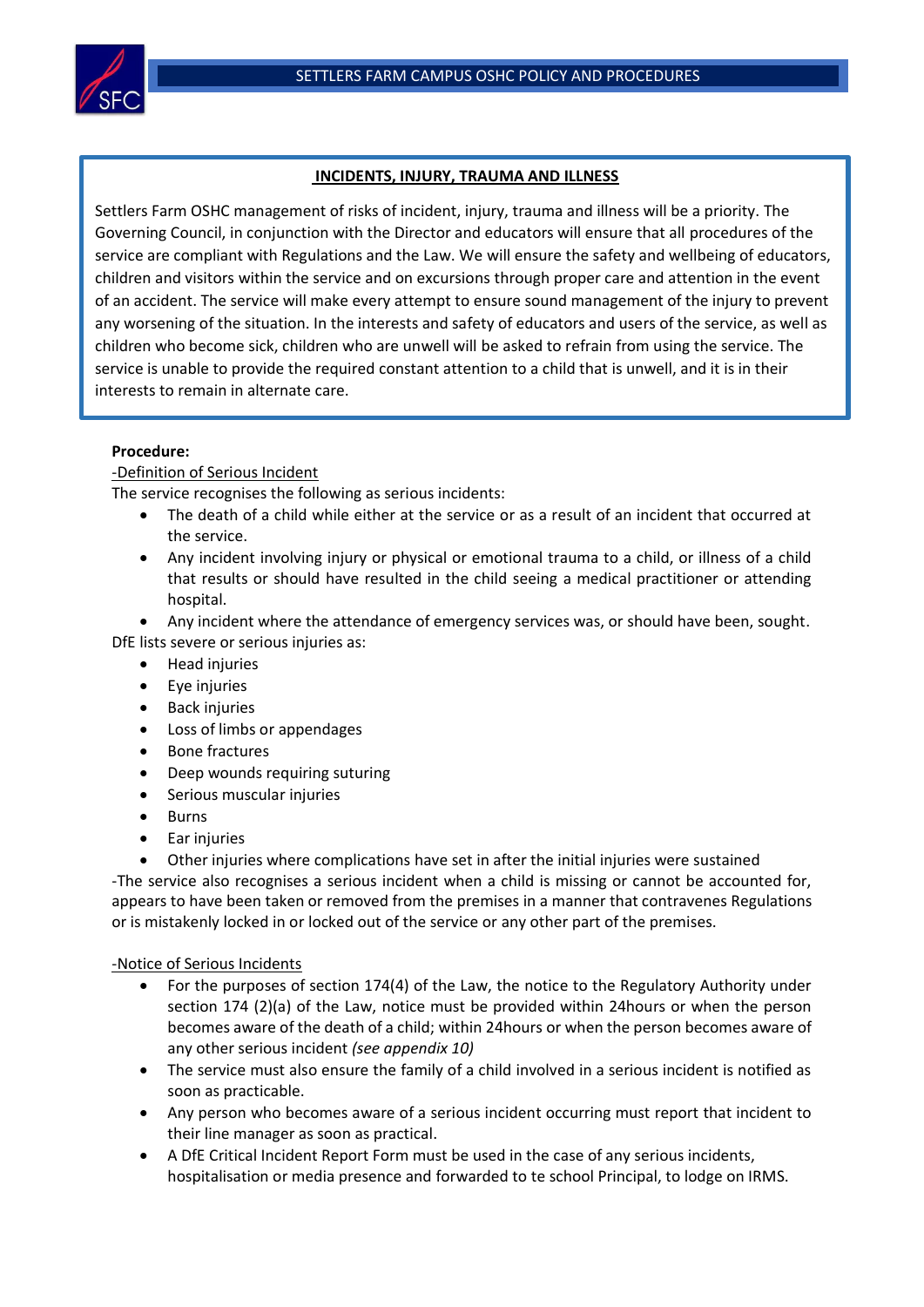## INCIDENTS, INJURY, TRAUMA AND ILLNESS

Settlers Farm OSHC management of risks of incident, injury, trauma and illness will be a priority. The Governing Council, in conjunction with the Director and educators will ensure that all procedures of the service are compliant with Regulations and the Law. We will ensure the safety and wellbeing of educators, children and visitors within the service and on excursions through proper care and attention in the event of an accident. The service will make every attempt to ensure sound management of the injury to prevent any worsening of the situation. In the interests and safety of educators and users of the service, as well as children who become sick, children who are unwell will be asked to refrain from using the service. The service is unable to provide the required constant attention to a child that is unwell, and it is in their interests to remain in alternate care.

**Procedure:**

-Definition of Serious Incident

The service recognises the following as serious incidents:

- The death of a child while either at the service or as a result of an incident that occurred at the service.
- Any incident involving injury or physical or emotional trauma to a child, or illness of a child that results or should have resulted in the child seeing a medical practitioner or attending hospital.
- Any incident where the attendance of emergency services was, or should have been, sought.

DfE lists severe or serious injuries as:

- Head injuries
- Eye injuries
- Back injuries
- Loss of limbs or appendages
- Bone fractures
- Deep wounds requiring suturing
- Serious muscular injuries
- Burns
- Ear injuries
- Other injuries where complications have set in after the initial injuries were sustained

-The service also recognises a serious incident when a child is missing or cannot be accounted for, appears to have been taken or removed from the premises in a manner that contravenes Regulations or is mistakenly locked in or locked out of the service or any other part of the premises.

-Notice of Serious Incidents

- For the purposes of section 174(4) of the Law, the notice to the Regulatory Authority under section 174 (2)(a) of the Law, notice must be provided within 24hours or when the person becomes aware of the death of a child; within 24hours or when the person becomes aware of any other serious incident *(see appendix 10)*
- The service must also ensure the family of a child involved in a serious incident is notified as soon as practicable.
- Any person who becomes aware of a serious incident occurring must report that incident to their line manager as soon as practical.
- A DfE Critical Incident Report Form must be used in the case of any serious incidents, hospitalisation or media presence and forwarded to te school Principal, to lodge on IRMS.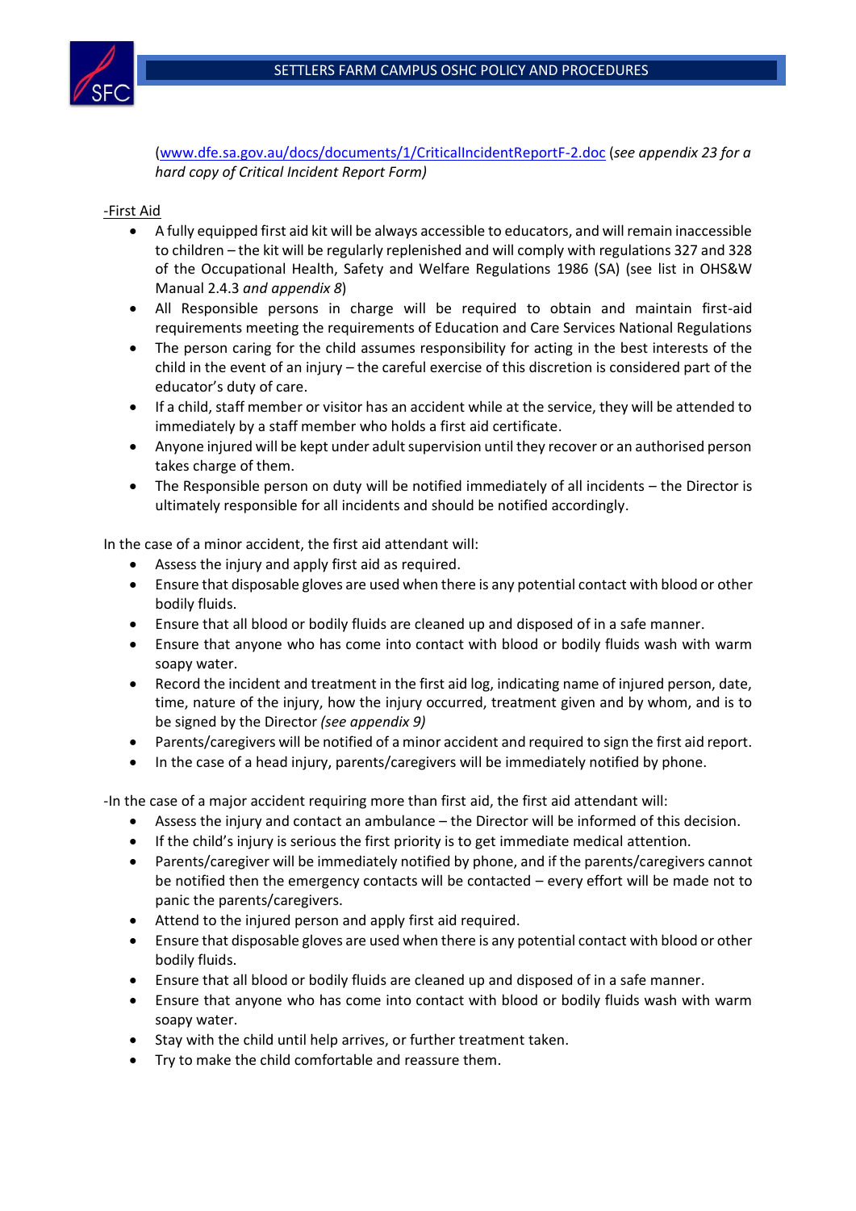([www.dfe.sa.gov.au/docs/documents/1/CriticalIncidentReportF-2.doc](www.dfe.sa.gov.au/docs/documents/1/CriticalIncidentReportF-2.doc) (*see appendix 23 for a hard copy of Critical Incident Report Form)*

-First Aid

- A fully equipped first aid kit will be always accessible to educators, and will remain inaccessible to children – the kit will be regularly replenished and will comply with regulations 327 and 328 of the Occupational Health, Safety and Welfare Regulations 1986 (SA) (see list in OHS&W Manual 2.4.3 *and appendix 8*)
- All Responsible persons in charge will be required to obtain and maintain first-aid requirements meeting the requirements of Education and Care Services National Regulations
- The person caring for the child assumes responsibility for acting in the best interests of the child in the event of an injury – the careful exercise of this discretion is considered part of the educator's duty of care.
- If a child, staff member or visitor has an accident while at the service, they will be attended to immediately by a staff member who holds a first aid certificate.
- Anyone injured will be kept under adult supervision until they recover or an authorised person takes charge of them.
- The Responsible person on duty will be notified immediately of all incidents – the Director is ultimately responsible for all incidents and should be notified accordingly.

In the case of a minor accident, the first aid attendant will:

- Assess the injury and apply first aid as required.
- Ensure that disposable gloves are used when there is any potential contact with blood or other bodily fluids.
- Ensure that all blood or bodily fluids are cleaned up and disposed of in a safe manner.
- Ensure that anyone who has come into contact with blood or bodily fluids wash with warm soapy water.
- Record the incident and treatment in the first aid log, indicating name of injured person, date, time, nature of the injury, how the injury occurred, treatment given and by whom, and is to be signed by the Director *(see appendix 9)*
- Parents/caregivers will be notified of a minor accident and required to sign the first aid report.
- In the case of a head injury, parents/caregivers will be immediately notified by phone.

-In the case of a major accident requiring more than first aid, the first aid attendant will:

- Assess the injury and contact an ambulance – the Director will be informed of this decision.
- If the child's injury is serious the first priority is to get immediate medical attention.
- Parents/caregiver will be immediately notified by phone, and if the parents/caregivers cannot be notified then the emergency contacts will be contacted – every effort will be made not to panic the parents/caregivers.
- Attend to the injured person and apply first aid required.
- Ensure that disposable gloves are used when there is any potential contact with blood or other bodily fluids.
- Ensure that all blood or bodily fluids are cleaned up and disposed of in a safe manner.
- Ensure that anyone who has come into contact with blood or bodily fluids wash with warm soapy water.
- Stay with the child until help arrives, or further treatment taken.
- Try to make the child comfortable and reassure them.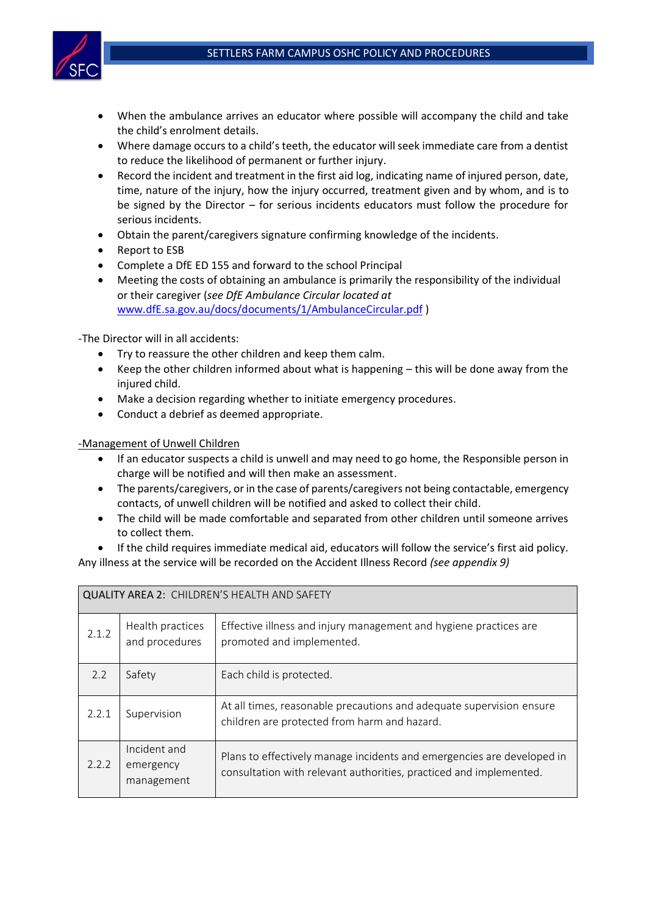- When the ambulance arrives an educator where possible will accompany the child and take the child's enrolment details.
- Where damage occurs to a child's teeth, the educator will seek immediate care from a dentist to reduce the likelihood of permanent or further injury.
- Record the incident and treatment in the first aid log, indicating name of injured person, date, time, nature of the injury, how the injury occurred, treatment given and by whom, and is to be signed by the Director – for serious incidents educators must follow the procedure for serious incidents.
- Obtain the parent/caregivers signature confirming knowledge of the incidents.
- Report to ESB
- Complete a DfE ED 155 and forward to the school Principal
- Meeting the costs of obtaining an ambulance is primarily the responsibility of the individual or their caregiver (*see DfE Ambulance Circular located at* [www.dfE.sa.gov.au/docs/documents/1/AmbulanceCircular.pdf](www.dfE.sa.gov.au/docs/documents/1/AmbulanceCircular.pdf) )

-The Director will in all accidents:

- Try to reassure the other children and keep them calm.
- Keep the other children informed about what is happening – this will be done away from the injured child.
- Make a decision regarding whether to initiate emergency procedures.
- Conduct a debrief as deemed appropriate.

<u>-Management of Unwell Children</u>

- If an educator suspects a child is unwell and may need to go home, the Responsible person in charge will be notified and will then make an assessment.
- The parents/caregivers, or in the case of parents/caregivers not being contactable, emergency contacts, of unwell children will be notified and asked to collect their child.
- The child will be made comfortable and separated from other children until someone arrives to collect them.
- If the child requires immediate medical aid, educators will follow the service's first aid policy.

Any illness at the service will be recorded on the Accident Illness Record *(see appendix 9)*

| QUALITY AREA 2: CHILDREN'S HEALTH AND SAFETY | | |
|---|---|---|
| 2.1.2 | Health practices and procedures | Effective illness and injury management and hygiene practices are promoted and implemented. |
| 2.2 | Safety | Each child is protected. |
| 2.2.1 | Supervision | At all times, reasonable precautions and adequate supervision ensure children are protected from harm and hazard. |
| 2.2.2 | Incident and emergency management | Plans to effectively manage incidents and emergencies are developed in consultation with relevant authorities, practiced and implemented. |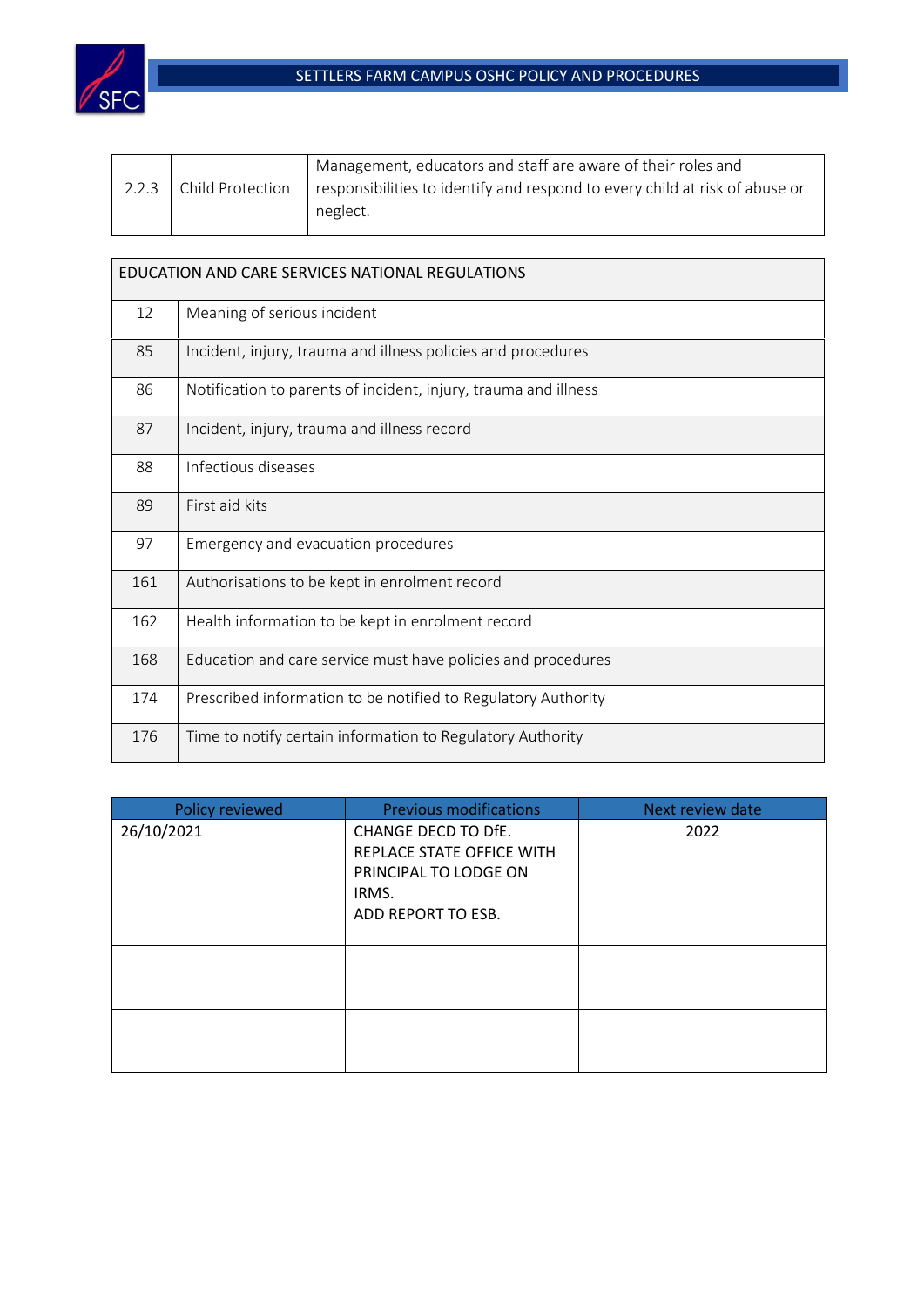| | | |
|---|---|---|
| 2.2.3 | Child Protection | Management, educators and staff are aware of their roles and responsibilities to identify and respond to every child at risk of abuse or neglect. |

| EDUCATION AND CARE SERVICES NATIONAL REGULATIONS | |
|---|---|
| 12 | Meaning of serious incident |
| 85 | Incident, injury, trauma and illness policies and procedures |
| 86 | Notification to parents of incident, injury, trauma and illness |
| 87 | Incident, injury, trauma and illness record |
| 88 | Infectious diseases |
| 89 | First aid kits |
| 97 | Emergency and evacuation procedures |
| 161 | Authorisations to be kept in enrolment record |
| 162 | Health information to be kept in enrolment record |
| 168 | Education and care service must have policies and procedures |
| 174 | Prescribed information to be notified to Regulatory Authority |
| 176 | Time to notify certain information to Regulatory Authority |

| Policy reviewed | Previous modifications | Next review date |
|---|---|---|
| 26/10/2021 | CHANGE DECD TO DfE.<br>REPLACE STATE OFFICE WITH PRINCIPAL TO LODGE ON IRMS.<br>ADD REPORT TO ESB. | 2022 |
| | | |
| | | |